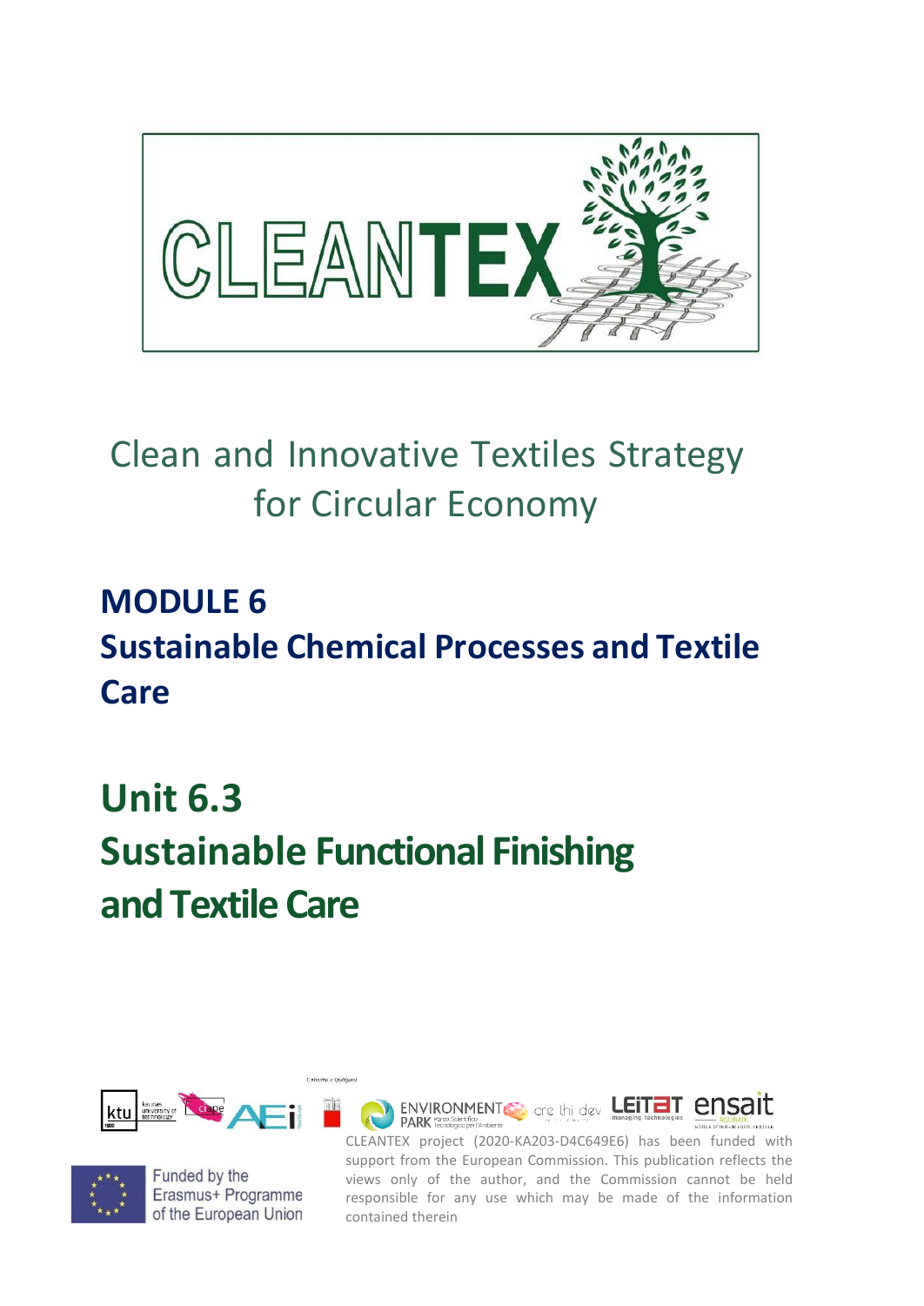# CLEANTEX

Clean and Innovative Textiles Strategy for Circular Economy

## MODULE 6
## Sustainable Chemical Processes and Textile Care

## Unit 6.3
## Sustainable Functional Finishing and Textile Care

Funded by the Erasmus+ Programme of the European Union

CLEANTEX project (2020-KA203-D4C649E6) has been funded with support from the European Commission. This publication reflects the views only of the author, and the Commission cannot be held responsible for any use which may be made of the information contained therein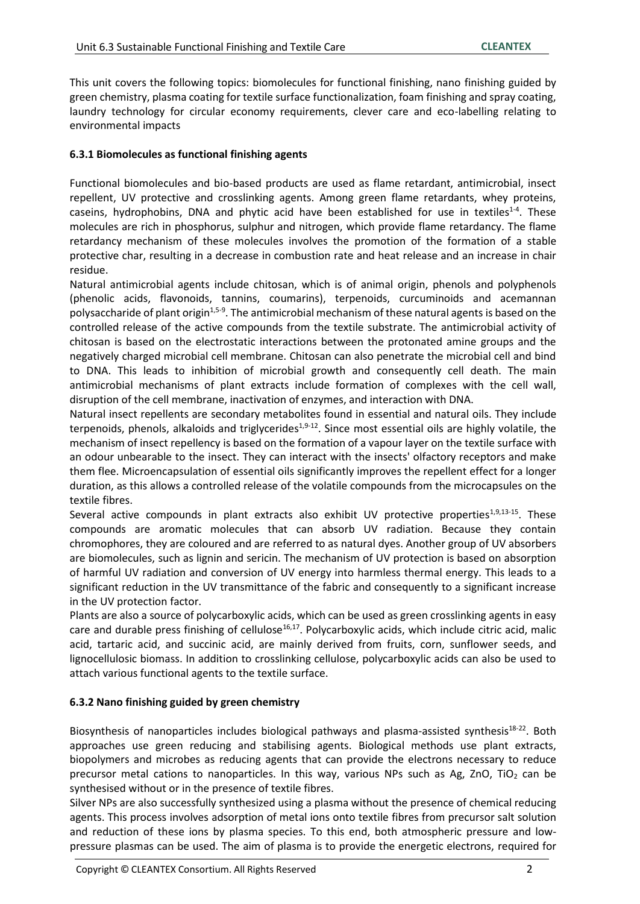This unit covers the following topics: biomolecules for functional finishing, nano finishing guided by green chemistry, plasma coating for textile surface functionalization, foam finishing and spray coating, laundry technology for circular economy requirements, clever care and eco-labelling relating to environmental impacts

### 6.3.1 Biomolecules as functional finishing agents

Functional biomolecules and bio-based products are used as flame retardant, antimicrobial, insect repellent, UV protective and crosslinking agents. Among green flame retardants, whey proteins, caseins, hydrophobins, DNA and phytic acid have been established for use in textiles[1-4]. These molecules are rich in phosphorus, sulphur and nitrogen, which provide flame retardancy. The flame retardancy mechanism of these molecules involves the promotion of the formation of a stable protective char, resulting in a decrease in combustion rate and heat release and an increase in chair residue.

Natural antimicrobial agents include chitosan, which is of animal origin, phenols and polyphenols (phenolic acids, flavonoids, tannins, coumarins), terpenoids, curcuminoids and acemannan polysaccharide of plant origin[1,5-9]. The antimicrobial mechanism of these natural agents is based on the controlled release of the active compounds from the textile substrate. The antimicrobial activity of chitosan is based on the electrostatic interactions between the protonated amine groups and the negatively charged microbial cell membrane. Chitosan can also penetrate the microbial cell and bind to DNA. This leads to inhibition of microbial growth and consequently cell death. The main antimicrobial mechanisms of plant extracts include formation of complexes with the cell wall, disruption of the cell membrane, inactivation of enzymes, and interaction with DNA.

Natural insect repellents are secondary metabolites found in essential and natural oils. They include terpenoids, phenols, alkaloids and triglycerides[1,9-12]. Since most essential oils are highly volatile, the mechanism of insect repellency is based on the formation of a vapour layer on the textile surface with an odour unbearable to the insect. They can interact with the insects' olfactory receptors and make them flee. Microencapsulation of essential oils significantly improves the repellent effect for a longer duration, as this allows a controlled release of the volatile compounds from the microcapsules on the textile fibres.

Several active compounds in plant extracts also exhibit UV protective properties[1,9,13-15]. These compounds are aromatic molecules that can absorb UV radiation. Because they contain chromophores, they are coloured and are referred to as natural dyes. Another group of UV absorbers are biomolecules, such as lignin and sericin. The mechanism of UV protection is based on absorption of harmful UV radiation and conversion of UV energy into harmless thermal energy. This leads to a significant reduction in the UV transmittance of the fabric and consequently to a significant increase in the UV protection factor.

Plants are also a source of polycarboxylic acids, which can be used as green crosslinking agents in easy care and durable press finishing of cellulose[16,17]. Polycarboxylic acids, which include citric acid, malic acid, tartaric acid, and succinic acid, are mainly derived from fruits, corn, sunflower seeds, and lignocellulosic biomass. In addition to crosslinking cellulose, polycarboxylic acids can also be used to attach various functional agents to the textile surface.

### 6.3.2 Nano finishing guided by green chemistry

Biosynthesis of nanoparticles includes biological pathways and plasma-assisted synthesis[18-22]. Both approaches use green reducing and stabilising agents. Biological methods use plant extracts, biopolymers and microbes as reducing agents that can provide the electrons necessary to reduce precursor metal cations to nanoparticles. In this way, various NPs such as Ag, ZnO, $TiO_2$ can be synthesised without or in the presence of textile fibres.

Silver NPs are also successfully synthesized using a plasma without the presence of chemical reducing agents. This process involves adsorption of metal ions onto textile fibres from precursor salt solution and reduction of these ions by plasma species. To this end, both atmospheric pressure and low-pressure plasmas can be used. The aim of plasma is to provide the energetic electrons, required for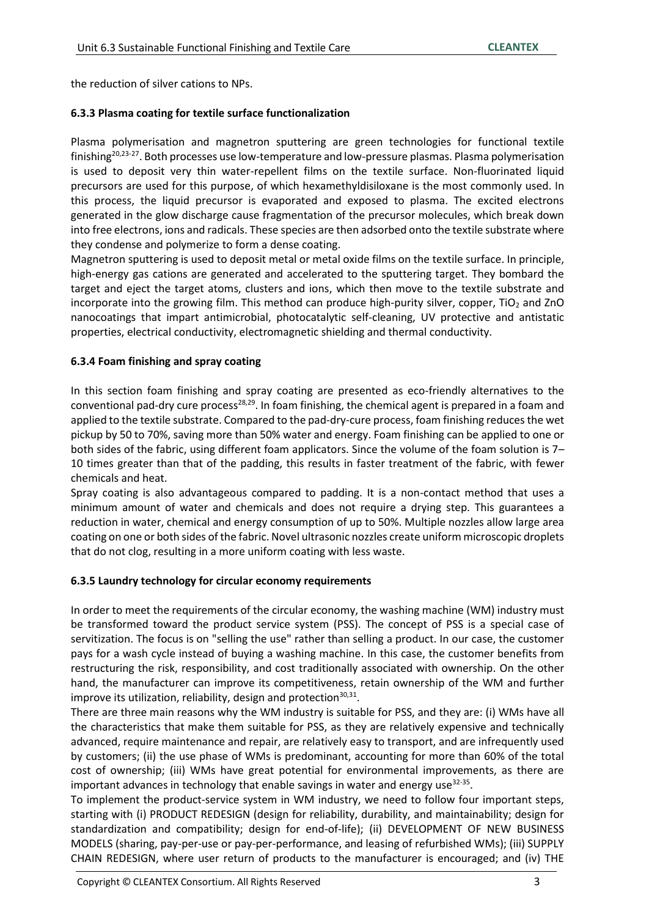the reduction of silver cations to NPs.

### 6.3.3 Plasma coating for textile surface functionalization

Plasma polymerisation and magnetron sputtering are green technologies for functional textile finishing[20,23-27]. Both processes use low-temperature and low-pressure plasmas. Plasma polymerisation is used to deposit very thin water-repellent films on the textile surface. Non-fluorinated liquid precursors are used for this purpose, of which hexamethyldisiloxane is the most commonly used. In this process, the liquid precursor is evaporated and exposed to plasma. The excited electrons generated in the glow discharge cause fragmentation of the precursor molecules, which break down into free electrons, ions and radicals. These species are then adsorbed onto the textile substrate where they condense and polymerize to form a dense coating.

Magnetron sputtering is used to deposit metal or metal oxide films on the textile surface. In principle, high-energy gas cations are generated and accelerated to the sputtering target. They bombard the target and eject the target atoms, clusters and ions, which then move to the textile substrate and incorporate into the growing film. This method can produce high-purity silver, copper, $TiO_2$ and ZnO nanocoatings that impart antimicrobial, photocatalytic self-cleaning, UV protective and antistatic properties, electrical conductivity, electromagnetic shielding and thermal conductivity.

### 6.3.4 Foam finishing and spray coating

In this section foam finishing and spray coating are presented as eco-friendly alternatives to the conventional pad-dry cure process[28,29]. In foam finishing, the chemical agent is prepared in a foam and applied to the textile substrate. Compared to the pad-dry-cure process, foam finishing reduces the wet pickup by 50 to 70%, saving more than 50% water and energy. Foam finishing can be applied to one or both sides of the fabric, using different foam applicators. Since the volume of the foam solution is 7–10 times greater than that of the padding, this results in faster treatment of the fabric, with fewer chemicals and heat.

Spray coating is also advantageous compared to padding. It is a non-contact method that uses a minimum amount of water and chemicals and does not require a drying step. This guarantees a reduction in water, chemical and energy consumption of up to 50%. Multiple nozzles allow large area coating on one or both sides of the fabric. Novel ultrasonic nozzles create uniform microscopic droplets that do not clog, resulting in a more uniform coating with less waste.

### 6.3.5 Laundry technology for circular economy requirements

In order to meet the requirements of the circular economy, the washing machine (WM) industry must be transformed toward the product service system (PSS). The concept of PSS is a special case of servitization. The focus is on "selling the use" rather than selling a product. In our case, the customer pays for a wash cycle instead of buying a washing machine. In this case, the customer benefits from restructuring the risk, responsibility, and cost traditionally associated with ownership. On the other hand, the manufacturer can improve its competitiveness, retain ownership of the WM and further improve its utilization, reliability, design and protection[30,31].

There are three main reasons why the WM industry is suitable for PSS, and they are: (i) WMs have all the characteristics that make them suitable for PSS, as they are relatively expensive and technically advanced, require maintenance and repair, are relatively easy to transport, and are infrequently used by customers; (ii) the use phase of WMs is predominant, accounting for more than 60% of the total cost of ownership; (iii) WMs have great potential for environmental improvements, as there are important advances in technology that enable savings in water and energy use[32-35].

To implement the product-service system in WM industry, we need to follow four important steps, starting with (i) PRODUCT REDESIGN (design for reliability, durability, and maintainability; design for standardization and compatibility; design for end-of-life); (ii) DEVELOPMENT OF NEW BUSINESS MODELS (sharing, pay-per-use or pay-per-performance, and leasing of refurbished WMs); (iii) SUPPLY CHAIN REDESIGN, where user return of products to the manufacturer is encouraged; and (iv) THE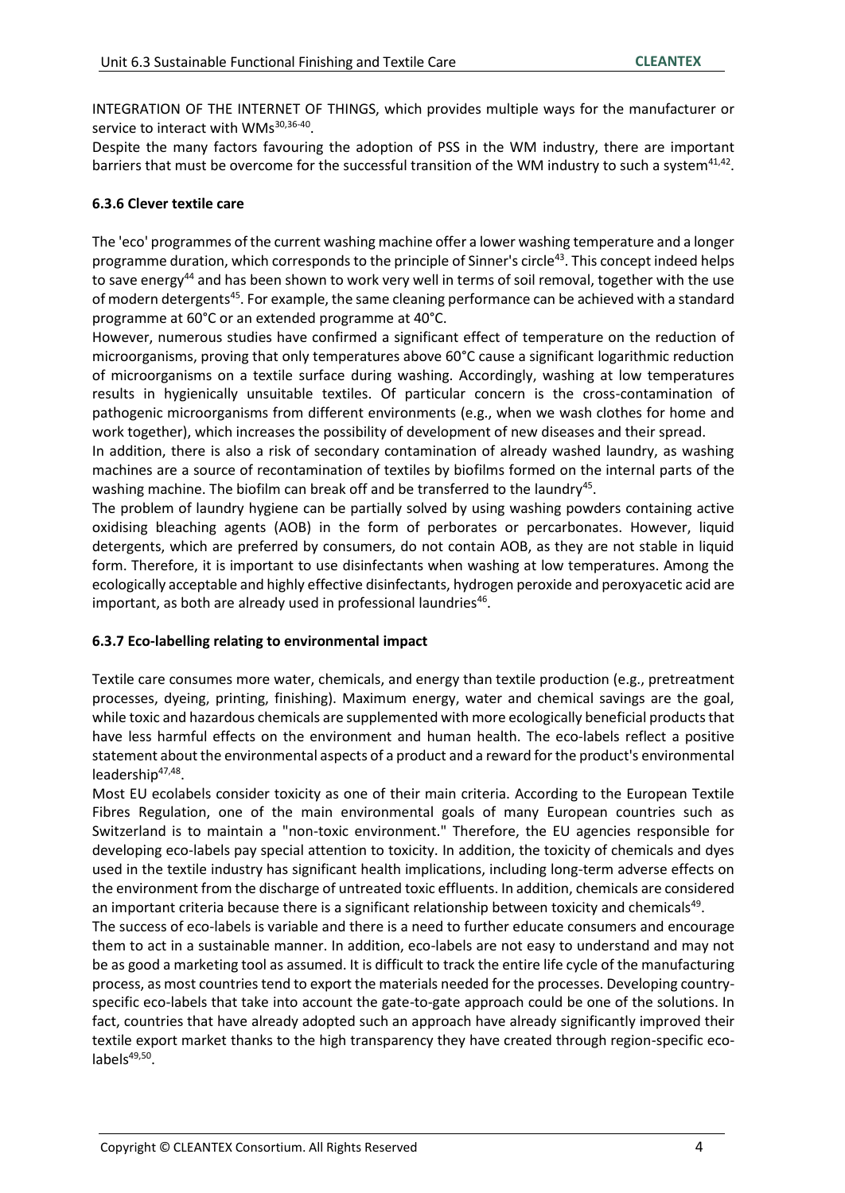INTEGRATION OF THE INTERNET OF THINGS, which provides multiple ways for the manufacturer or service to interact with WMs[30,36-40].

Despite the many factors favouring the adoption of PSS in the WM industry, there are important barriers that must be overcome for the successful transition of the WM industry to such a system[41,42].

### 6.3.6 Clever textile care

The 'eco' programmes of the current washing machine offer a lower washing temperature and a longer programme duration, which corresponds to the principle of Sinner's circle[43]. This concept indeed helps to save energy[44] and has been shown to work very well in terms of soil removal, together with the use of modern detergents[45]. For example, the same cleaning performance can be achieved with a standard programme at 60°C or an extended programme at 40°C.

However, numerous studies have confirmed a significant effect of temperature on the reduction of microorganisms, proving that only temperatures above 60°C cause a significant logarithmic reduction of microorganisms on a textile surface during washing. Accordingly, washing at low temperatures results in hygienically unsuitable textiles. Of particular concern is the cross-contamination of pathogenic microorganisms from different environments (e.g., when we wash clothes for home and work together), which increases the possibility of development of new diseases and their spread.

In addition, there is also a risk of secondary contamination of already washed laundry, as washing machines are a source of recontamination of textiles by biofilms formed on the internal parts of the washing machine. The biofilm can break off and be transferred to the laundry[45].

The problem of laundry hygiene can be partially solved by using washing powders containing active oxidising bleaching agents (AOB) in the form of perborates or percarbonates. However, liquid detergents, which are preferred by consumers, do not contain AOB, as they are not stable in liquid form. Therefore, it is important to use disinfectants when washing at low temperatures. Among the ecologically acceptable and highly effective disinfectants, hydrogen peroxide and peroxyacetic acid are important, as both are already used in professional laundries[46].

### 6.3.7 Eco-labelling relating to environmental impact

Textile care consumes more water, chemicals, and energy than textile production (e.g., pretreatment processes, dyeing, printing, finishing). Maximum energy, water and chemical savings are the goal, while toxic and hazardous chemicals are supplemented with more ecologically beneficial products that have less harmful effects on the environment and human health. The eco-labels reflect a positive statement about the environmental aspects of a product and a reward for the product's environmental leadership[47,48].

Most EU ecolabels consider toxicity as one of their main criteria. According to the European Textile Fibres Regulation, one of the main environmental goals of many European countries such as Switzerland is to maintain a "non-toxic environment." Therefore, the EU agencies responsible for developing eco-labels pay special attention to toxicity. In addition, the toxicity of chemicals and dyes used in the textile industry has significant health implications, including long-term adverse effects on the environment from the discharge of untreated toxic effluents. In addition, chemicals are considered an important criteria because there is a significant relationship between toxicity and chemicals[49].

The success of eco-labels is variable and there is a need to further educate consumers and encourage them to act in a sustainable manner. In addition, eco-labels are not easy to understand and may not be as good a marketing tool as assumed. It is difficult to track the entire life cycle of the manufacturing process, as most countries tend to export the materials needed for the processes. Developing country-specific eco-labels that take into account the gate-to-gate approach could be one of the solutions. In fact, countries that have already adopted such an approach have already significantly improved their textile export market thanks to the high transparency they have created through region-specific eco-labels[49,50].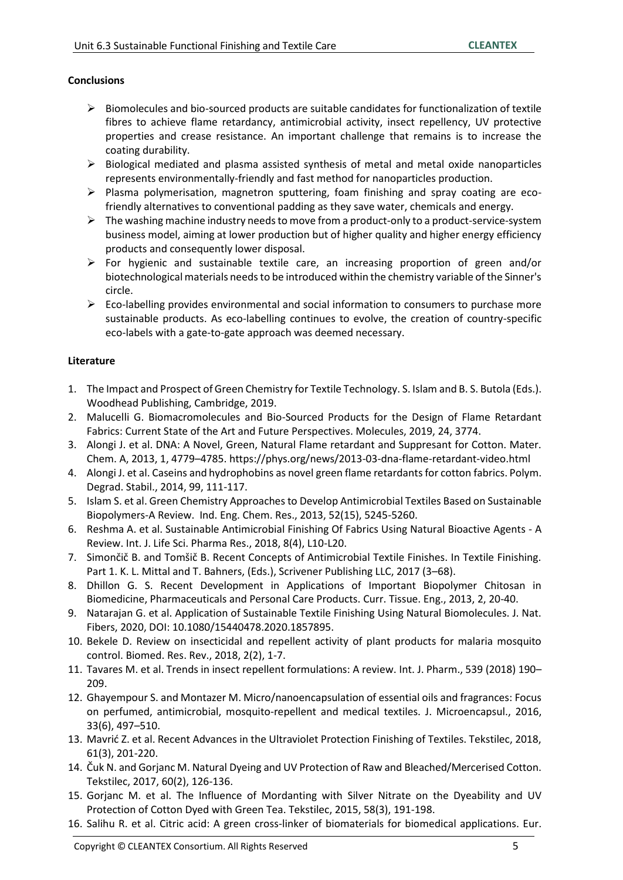**Conclusions**

- Biomolecules and bio-sourced products are suitable candidates for functionalization of textile fibres to achieve flame retardancy, antimicrobial activity, insect repellency, UV protective properties and crease resistance. An important challenge that remains is to increase the coating durability.
- Biological mediated and plasma assisted synthesis of metal and metal oxide nanoparticles represents environmentally-friendly and fast method for nanoparticles production.
- Plasma polymerisation, magnetron sputtering, foam finishing and spray coating are eco-friendly alternatives to conventional padding as they save water, chemicals and energy.
- The washing machine industry needs to move from a product-only to a product-service-system business model, aiming at lower production but of higher quality and higher energy efficiency products and consequently lower disposal.
- For hygienic and sustainable textile care, an increasing proportion of green and/or biotechnological materials needs to be introduced within the chemistry variable of the Sinner's circle.
- Eco-labelling provides environmental and social information to consumers to purchase more sustainable products. As eco-labelling continues to evolve, the creation of country-specific eco-labels with a gate-to-gate approach was deemed necessary.

**Literature**

1. The Impact and Prospect of Green Chemistry for Textile Technology. S. Islam and B. S. Butola (Eds.). Woodhead Publishing, Cambridge, 2019.
2. Malucelli G. Biomacromolecules and Bio-Sourced Products for the Design of Flame Retardant Fabrics: Current State of the Art and Future Perspectives. Molecules, 2019, 24, 3774.
3. Alongi J. et al. DNA: A Novel, Green, Natural Flame retardant and Suppresant for Cotton. Mater. Chem. A, 2013, 1, 4779–4785. https://phys.org/news/2013-03-dna-flame-retardant-video.html
4. Alongi J. et al. Caseins and hydrophobins as novel green flame retardants for cotton fabrics. Polym. Degrad. Stabil., 2014, 99, 111-117.
5. Islam S. et al. Green Chemistry Approaches to Develop Antimicrobial Textiles Based on Sustainable Biopolymers-A Review. Ind. Eng. Chem. Res., 2013, 52(15), 5245-5260.
6. Reshma A. et al. Sustainable Antimicrobial Finishing Of Fabrics Using Natural Bioactive Agents - A Review. Int. J. Life Sci. Pharma Res., 2018, 8(4), L10-L20.
7. Simončič B. and Tomšič B. Recent Concepts of Antimicrobial Textile Finishes. In Textile Finishing. Part 1. K. L. Mittal and T. Bahners, (Eds.), Scrivener Publishing LLC, 2017 (3–68).
8. Dhillon G. S. Recent Development in Applications of Important Biopolymer Chitosan in Biomedicine, Pharmaceuticals and Personal Care Products. Curr. Tissue. Eng., 2013, 2, 20-40.
9. Natarajan G. et al. Application of Sustainable Textile Finishing Using Natural Biomolecules. J. Nat. Fibers, 2020, DOI: 10.1080/15440478.2020.1857895.
10. Bekele D. Review on insecticidal and repellent activity of plant products for malaria mosquito control. Biomed. Res. Rev., 2018, 2(2), 1-7.
11. Tavares M. et al. Trends in insect repellent formulations: A review. Int. J. Pharm., 539 (2018) 190–209.
12. Ghayempour S. and Montazer M. Micro/nanoencapsulation of essential oils and fragrances: Focus on perfumed, antimicrobial, mosquito-repellent and medical textiles. J. Microencapsul., 2016, 33(6), 497–510.
13. Mavrić Z. et al. Recent Advances in the Ultraviolet Protection Finishing of Textiles. Tekstilec, 2018, 61(3), 201-220.
14. Čuk N. and Gorjanc M. Natural Dyeing and UV Protection of Raw and Bleached/Mercerised Cotton. Tekstilec, 2017, 60(2), 126-136.
15. Gorjanc M. et al. The Influence of Mordanting with Silver Nitrate on the Dyeability and UV Protection of Cotton Dyed with Green Tea. Tekstilec, 2015, 58(3), 191-198.
16. Salihu R. et al. Citric acid: A green cross-linker of biomaterials for biomedical applications. Eur.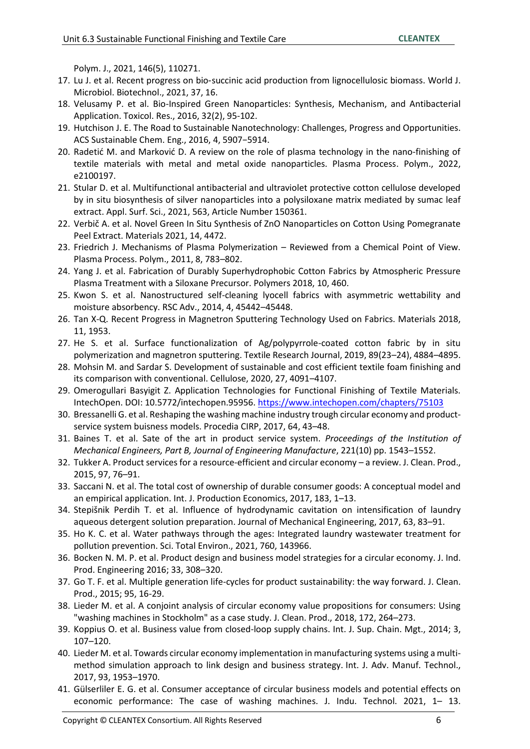Polym. J., 2021, 146(5), 110271.

17. Lu J. et al. Recent progress on bio-succinic acid production from lignocellulosic biomass. World J. Microbiol. Biotechnol., 2021, 37, 16.
18. Velusamy P. et al. Bio-Inspired Green Nanoparticles: Synthesis, Mechanism, and Antibacterial Application. Toxicol. Res., 2016, 32(2), 95-102.
19. Hutchison J. E. The Road to Sustainable Nanotechnology: Challenges, Progress and Opportunities. ACS Sustainable Chem. Eng., 2016, 4, 5907−5914.
20. Radetić M. and Marković D. A review on the role of plasma technology in the nano-finishing of textile materials with metal and metal oxide nanoparticles. Plasma Process. Polym., 2022, e2100197.
21. Stular D. et al. Multifunctional antibacterial and ultraviolet protective cotton cellulose developed by in situ biosynthesis of silver nanoparticles into a polysiloxane matrix mediated by sumac leaf extract. Appl. Surf. Sci., 2021, 563, Article Number 150361.
22. Verbič A. et al. Novel Green In Situ Synthesis of ZnO Nanoparticles on Cotton Using Pomegranate Peel Extract. Materials 2021, 14, 4472.
23. Friedrich J. Mechanisms of Plasma Polymerization – Reviewed from a Chemical Point of View. Plasma Process. Polym., 2011, 8, 783–802.
24. Yang J. et al. Fabrication of Durably Superhydrophobic Cotton Fabrics by Atmospheric Pressure Plasma Treatment with a Siloxane Precursor. Polymers 2018, 10, 460.
25. Kwon S. et al. Nanostructured self-cleaning lyocell fabrics with asymmetric wettability and moisture absorbency. RSC Adv., 2014, 4, 45442–45448.
26. Tan X-Q. Recent Progress in Magnetron Sputtering Technology Used on Fabrics. Materials 2018, 11, 1953.
27. He S. et al. Surface functionalization of Ag/polypyrrole-coated cotton fabric by in situ polymerization and magnetron sputtering. Textile Research Journal, 2019, 89(23–24), 4884–4895.
28. Mohsin M. and Sardar S. Development of sustainable and cost efficient textile foam finishing and its comparison with conventional. Cellulose, 2020, 27, 4091–4107.
29. Omerogullari Basyigit Z. Application Technologies for Functional Finishing of Textile Materials. IntechOpen. DOI: 10.5772/intechopen.95956. https://www.intechopen.com/chapters/75103
30. Bressanelli G. et al. Reshaping the washing machine industry trough circular economy and product-service system buisness models. Procedia CIRP, 2017, 64, 43–48.
31. Baines T. et al. Sate of the art in product service system. *Proceedings of the Institution of Mechanical Engineers, Part B, Journal of Engineering Manufacture*, 221(10) pp. 1543–1552.
32. Tukker A. Product services for a resource-efficient and circular economy – a review. J. Clean. Prod., 2015, 97, 76–91.
33. Saccani N. et al. The total cost of ownership of durable consumer goods: A conceptual model and an empirical application. Int. J. Production Economics, 2017, 183, 1–13.
34. Stepišnik Perdih T. et al. Influence of hydrodynamic cavitation on intensification of laundry aqueous detergent solution preparation. Journal of Mechanical Engineering, 2017, 63, 83–91.
35. Ho K. C. et al. Water pathways through the ages: Integrated laundry wastewater treatment for pollution prevention. Sci. Total Environ., 2021, 760, 143966.
36. Bocken N. M. P. et al. Product design and business model strategies for a circular economy. J. Ind. Prod. Engineering 2016; 33, 308–320.
37. Go T. F. et al. Multiple generation life-cycles for product sustainability: the way forward. J. Clean. Prod., 2015; 95, 16-29.
38. Lieder M. et al. A conjoint analysis of circular economy value propositions for consumers: Using "washing machines in Stockholm" as a case study. J. Clean. Prod., 2018, 172, 264–273.
39. Koppius O. et al. Business value from closed-loop supply chains. Int. J. Sup. Chain. Mgt., 2014; 3, 107–120.
40. Lieder M. et al. Towards circular economy implementation in manufacturing systems using a multi-method simulation approach to link design and business strategy. Int. J. Adv. Manuf. Technol., 2017, 93, 1953–1970.
41. Gülserliler E. G. et al. Consumer acceptance of circular business models and potential effects on economic performance: The case of washing machines. J. Indu. Technol. 2021, 1– 13.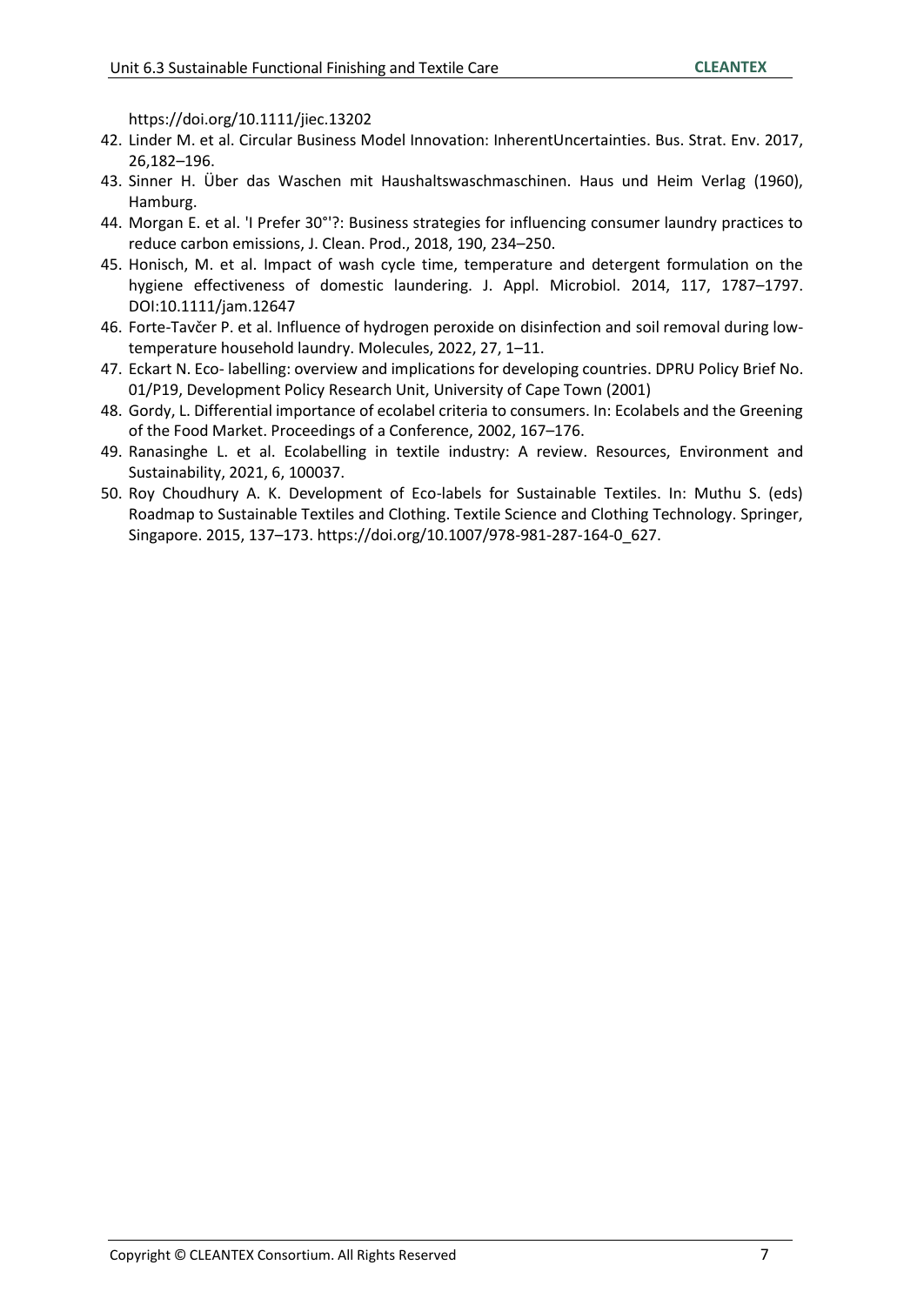https://doi.org/10.1111/jiec.13202

42. Linder M. et al. Circular Business Model Innovation: InherentUncertainties. Bus. Strat. Env. 2017, 26,182–196.
43. Sinner H. Über das Waschen mit Haushaltswaschmaschinen. Haus und Heim Verlag (1960), Hamburg.
44. Morgan E. et al. 'I Prefer 30°'?: Business strategies for influencing consumer laundry practices to reduce carbon emissions, J. Clean. Prod., 2018, 190, 234–250.
45. Honisch, M. et al. Impact of wash cycle time, temperature and detergent formulation on the hygiene effectiveness of domestic laundering. J. Appl. Microbiol. 2014, 117, 1787–1797. DOI:10.1111/jam.12647
46. Forte-Tavčer P. et al. Influence of hydrogen peroxide on disinfection and soil removal during low-temperature household laundry. Molecules, 2022, 27, 1–11.
47. Eckart N. Eco- labelling: overview and implications for developing countries. DPRU Policy Brief No. 01/P19, Development Policy Research Unit, University of Cape Town (2001)
48. Gordy, L. Differential importance of ecolabel criteria to consumers. In: Ecolabels and the Greening of the Food Market. Proceedings of a Conference, 2002, 167–176.
49. Ranasinghe L. et al. Ecolabelling in textile industry: A review. Resources, Environment and Sustainability, 2021, 6, 100037.
50. Roy Choudhury A. K. Development of Eco-labels for Sustainable Textiles. In: Muthu S. (eds) Roadmap to Sustainable Textiles and Clothing. Textile Science and Clothing Technology. Springer, Singapore. 2015, 137–173. https://doi.org/10.1007/978-981-287-164-0_627.